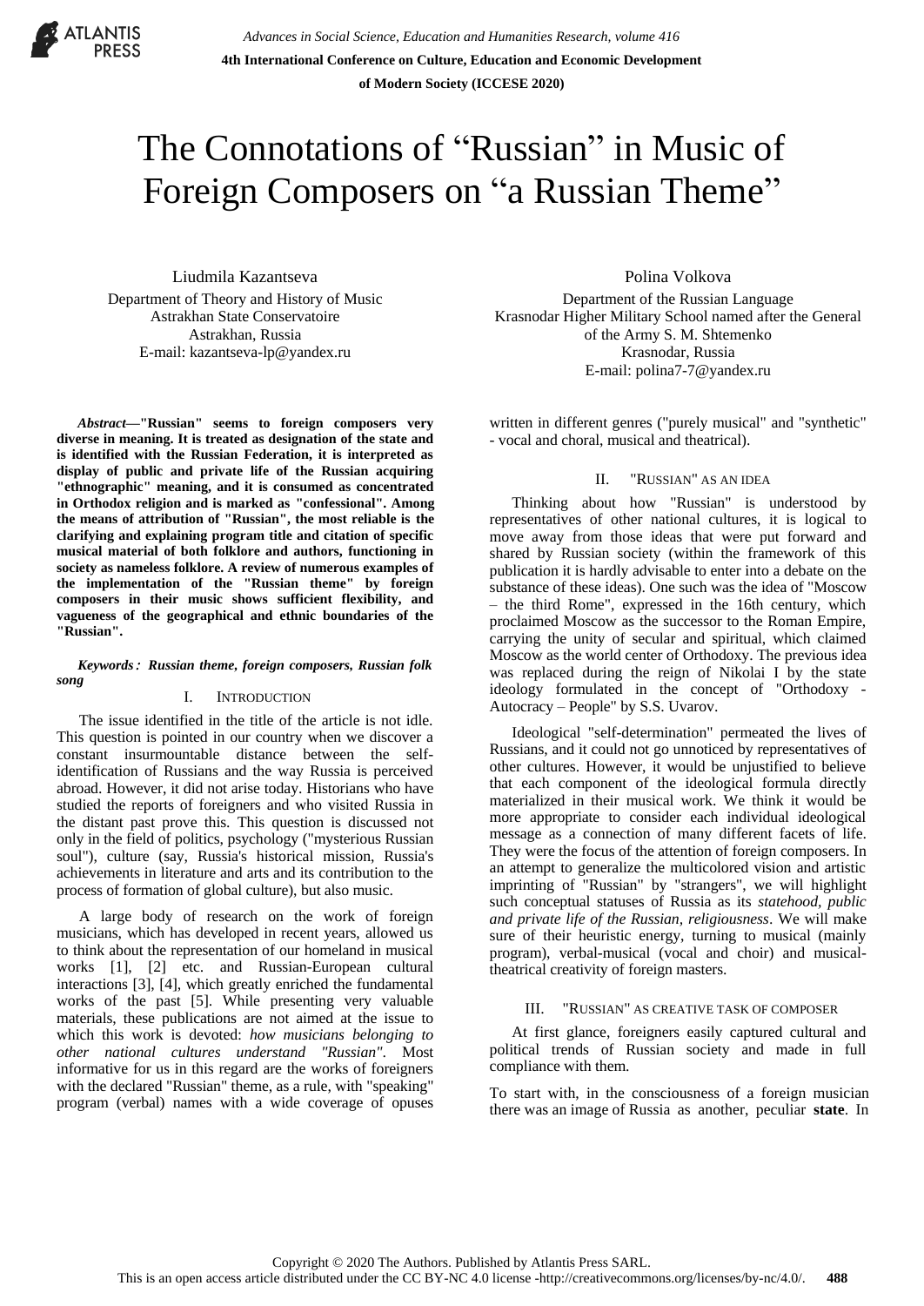# The Connotations of "Russian" in Music of Foreign Composers on "a Russian Theme"

Liudmila Kazantseva
Department of Theory and History of Music
Astrakhan State Conservatoire
Astrakhan, Russia
E-mail: kazantseva-lp@yandex.ru

Polina Volkova
Department of the Russian Language
Krasnodar Higher Military School named after the General of the Army S. M. Shtemenko
Krasnodar, Russia
E-mail: polina7-7@yandex.ru

***Abstract*—"Russian" seems to foreign composers very diverse in meaning. It is treated as designation of the state and is identified with the Russian Federation, it is interpreted as display of public and private life of the Russian acquiring "ethnographic" meaning, and it is consumed as concentrated in Orthodox religion and is marked as "confessional". Among the means of attribution of "Russian", the most reliable is the clarifying and explaining program title and citation of specific musical material of both folklore and authors, functioning in society as nameless folklore. A review of numerous examples of the implementation of the "Russian theme" by foreign composers in their music shows sufficient flexibility, and vagueness of the geographical and ethnic boundaries of the "Russian".**

***Keywords*：*Russian theme, foreign composers, Russian folk song***

## I. Introduction

The issue identified in the title of the article is not idle. This question is pointed in our country when we discover a constant insurmountable distance between the self-identification of Russians and the way Russia is perceived abroad. However, it did not arise today. Historians who have studied the reports of foreigners and who visited Russia in the distant past prove this. This question is discussed not only in the field of politics, psychology ("mysterious Russian soul"), culture (say, Russia's historical mission, Russia's achievements in literature and arts and its contribution to the process of formation of global culture), but also music.

A large body of research on the work of foreign musicians, which has developed in recent years, allowed us to think about the representation of our homeland in musical works [1], [2] etc. and Russian-European cultural interactions [3], [4], which greatly enriched the fundamental works of the past [5]. While presenting very valuable materials, these publications are not aimed at the issue to which this work is devoted: *how musicians belonging to other national cultures understand "Russian"*. Most informative for us in this regard are the works of foreigners with the declared "Russian" theme, as a rule, with "speaking" program (verbal) names with a wide coverage of opuses written in different genres ("purely musical" and "synthetic" - vocal and choral, musical and theatrical).

## II. "Russian" as an Idea

Thinking about how "Russian" is understood by representatives of other national cultures, it is logical to move away from those ideas that were put forward and shared by Russian society (within the framework of this publication it is hardly advisable to enter into a debate on the substance of these ideas). One such was the idea of "Moscow – the third Rome", expressed in the 16th century, which proclaimed Moscow as the successor to the Roman Empire, carrying the unity of secular and spiritual, which claimed Moscow as the world center of Orthodoxy. The previous idea was replaced during the reign of Nikolai I by the state ideology formulated in the concept of "Orthodoxy - Autocracy – People" by S.S. Uvarov.

Ideological "self-determination" permeated the lives of Russians, and it could not go unnoticed by representatives of other cultures. However, it would be unjustified to believe that each component of the ideological formula directly materialized in their musical work. We think it would be more appropriate to consider each individual ideological message as a connection of many different facets of life. They were the focus of the attention of foreign composers. In an attempt to generalize the multicolored vision and artistic imprinting of "Russian" by "strangers", we will highlight such conceptual statuses of Russia as its *statehood, public and private life of the Russian, religiousness*. We will make sure of their heuristic energy, turning to musical (mainly program), verbal-musical (vocal and choir) and musical-theatrical creativity of foreign masters.

## III. "Russian" as Creative Task of Composer

At first glance, foreigners easily captured cultural and political trends of Russian society and made in full compliance with them.

To start with, in the consciousness of a foreign musician there was an image of Russia as another, peculiar **state**. In

Copyright © 2020 The Authors. Published by Atlantis Press SARL.
This is an open access article distributed under the CC BY-NC 4.0 license -http://creativecommons.org/licenses/by-nc/4.0/.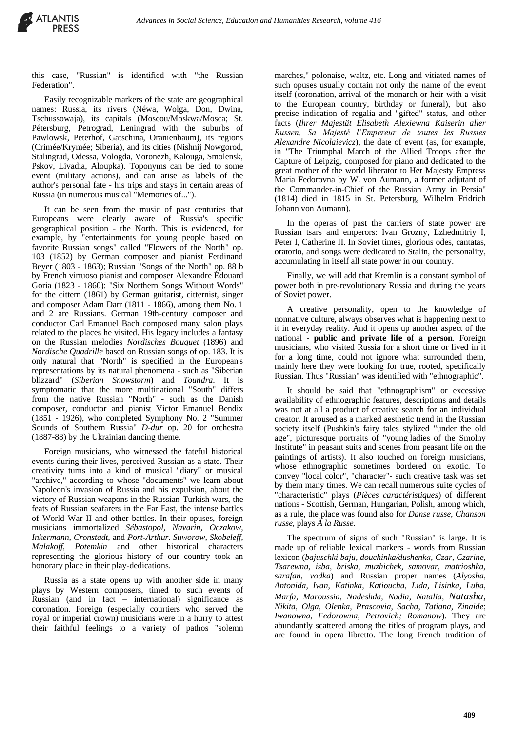this case, "Russian" is identified with "the Russian Federation".

Easily recognizable markers of the state are geographical names: Russia, its rivers (Néwa, Wolga, Don, Dwina, Tschussowaja), its capitals (Moscou/Moskwa/Mosca; St. Pétersburg, Petrograd, Leningrad with the suburbs of Pawlowsk, Peterhof, Gatschina, Oranienbaum), its regions (Crimée/Krymée; Siberia), and its cities (Nishnij Nowgorod, Stalingrad, Odessa, Vologda, Voronezh, Kalouga, Smolensk, Pskov, Livadia, Aloupka). Toponyms can be tied to some event (military actions), and can arise as labels of the author's personal fate - his trips and stays in certain areas of Russia (in numerous musical "Memories of...").

It can be seen from the music of past centuries that Europeans were clearly aware of Russia's specific geographical position - the North. This is evidenced, for example, by "entertainments for young people based on favorite Russian songs" called "Flowers of the North" op. 103 (1852) by German composer and pianist Ferdinand Beyer (1803 - 1863); Russian "Songs of the North" op. 88 b by French virtuoso pianist and composer Alexandre Édouard Goria (1823 - 1860); "Six Northern Songs Without Words" for the cittern (1861) by German guitarist, citternist, singer and composer Adam Darr (1811 - 1866), among them No. 1 and 2 are Russians. German 19th-century composer and conductor Carl Emanuel Bach composed many salon plays related to the places he visited. His legacy includes a fantasy on the Russian melodies *Nordisches Bouquet* (1896) and *Nordische Quadrille* based on Russian songs of op. 183. It is only natural that "North" is specified in the European's representations by its natural phenomena - such as "Siberian blizzard" (*Siberian Snowstorm*) and *Toundra*. It is symptomatic that the more multinational "South" differs from the native Russian "North" - such as the Danish composer, conductor and pianist Victor Emanuel Bendix (1851 - 1926), who completed Symphony No. 2 "Summer Sounds of Southern Russia" *D-dur* op. 20 for orchestra (1887-88) by the Ukrainian dancing theme.

Foreign musicians, who witnessed the fateful historical events during their lives, perceived Russian as a state. Their creativity turns into a kind of musical "diary" or musical "archive," according to whose "documents" we learn about Napoleon's invasion of Russia and his expulsion, about the victory of Russian weapons in the Russian-Turkish wars, the feats of Russian seafarers in the Far East, the intense battles of World War II and other battles. In their opuses, foreign musicians immortalized *Sébastopol, Navarin, Oczakow, Inkermann, Cronstadt,* and *Port-Arthur*. *Suworow, Skobeleff, Malakoff, Potemkin* and other historical characters representing the glorious history of our country took an honorary place in their play-dedications.

Russia as a state opens up with another side in many plays by Western composers, timed to such events of Russian (and in fact – international) significance as coronation. Foreign (especially courtiers who served the royal or imperial crown) musicians were in a hurry to attest their faithful feelings to a variety of pathos "solemn marches," polonaise, waltz, etc. Long and vitiated names of such opuses usually contain not only the name of the event itself (coronation, arrival of the monarch or heir with a visit to the European country, birthday or funeral), but also precise indication of regalia and "gifted" status, and other facts (*Ihrer Majestät Elisabeth Alexiewna Kaiserin aller Russen, Sa Majesté l'Empereur de toutes les Russies Alexandre Nicolaievicz*), the date of event (as, for example, in "The Triumphal March of the Allied Troops after the Capture of Leipzig, composed for piano and dedicated to the great mother of the world liberator to Her Majesty Empress Maria Fedorovna by W. von Aumann, a former adjutant of the Commander-in-Chief of the Russian Army in Persia" (1814) died in 1815 in St. Petersburg, Wilhelm Fridrich Johann von Aumann).

In the operas of past the carriers of state power are Russian tsars and emperors: Ivan Grozny, Lzhedmitriy I, Peter I, Catherine II. In Soviet times, glorious odes, cantatas, oratorio, and songs were dedicated to Stalin, the personality, accumulating in itself all state power in our country.

Finally, we will add that Kremlin is a constant symbol of power both in pre-revolutionary Russia and during the years of Soviet power.

A creative personality, open to the knowledge of nonnative culture, always observes what is happening next to it in everyday reality. And it opens up another aspect of the national - **public and private life of a person**. Foreign musicians, who visited Russia for a short time or lived in it for a long time, could not ignore what surrounded them, mainly here they were looking for true, rooted, specifically Russian. Thus "Russian" was identified with "ethnographic".

It should be said that "ethnographism" or excessive availability of ethnographic features, descriptions and details was not at all a product of creative search for an individual creator. It aroused as a marked aesthetic trend in the Russian society itself (Pushkin's fairy tales stylized "under the old age", picturesque portraits of "young ladies of the Smolny Institute" in peasant suits and scenes from peasant life on the paintings of artists). It also touched on foreign musicians, whose ethnographic sometimes bordered on exotic. To convey "local color", "character"- such creative task was set by them many times. We can recall numerous suite cycles of "characteristic" plays (*Pièces caractéristiques*) of different nations - Scottish, German, Hungarian, Polish, among which, as a rule, the place was found also for *Danse russe, Chanson russe*, plays *À la Russe*.

The spectrum of signs of such "Russian" is large. It is made up of reliable lexical markers - words from Russian lexicon (*bajuschki baju, douchinka/dushenka, Czar, Czarine, Tsarewna, isba, briska, muzhichek, samovar, matrioshka, sarafan, vodka*) and Russian proper names (*Alyosha, Antonida, Ivan, Katinka, Katioucha, Lida, Lisinka, Luba, Marfa, Maroussia, Nadeshda, Nadia, Natalia, Natasha, Nikita, Olga, Olenka, Prascovia, Sacha, Tatiana, Zinaide*; *Iwanowna, Fedorowna, Petrovich; Romanow*). They are abundantly scattered among the titles of program plays, and are found in opera libretto. The long French tradition of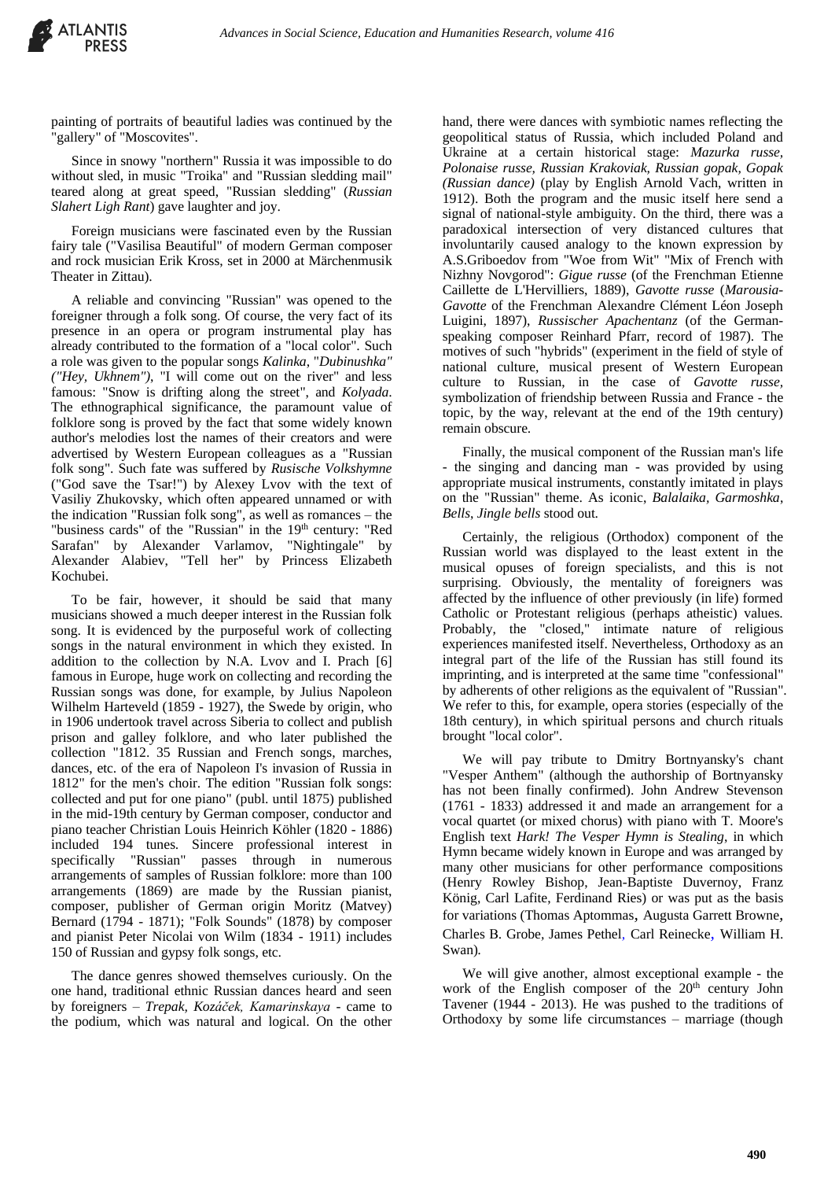painting of portraits of beautiful ladies was continued by the "gallery" of "Moscovites".

Since in snowy "northern" Russia it was impossible to do without sled, in music "Troika" and "Russian sledding mail" teared along at great speed, "Russian sledding" (*Russian Slahert Ligh Rant*) gave laughter and joy.

Foreign musicians were fascinated even by the Russian fairy tale ("Vasilisa Beautiful" of modern German composer and rock musician Erik Kross, set in 2000 at Märchenmusik Theater in Zittau).

A reliable and convincing "Russian" was opened to the foreigner through a folk song. Of course, the very fact of its presence in an opera or program instrumental play has already contributed to the formation of a "local color". Such a role was given to the popular songs *Kalinka*, "*Dubinushka" ("Hey, Ukhnem")*, "I will come out on the river" and less famous: "Snow is drifting along the street", and *Kolyada*. The ethnographical significance, the paramount value of folklore song is proved by the fact that some widely known author's melodies lost the names of their creators and were advertised by Western European colleagues as a "Russian folk song". Such fate was suffered by *Rusische Volkshymne* ("God save the Tsar!") by Alexey Lvov with the text of Vasiliy Zhukovsky, which often appeared unnamed or with the indication "Russian folk song", as well as romances – the "business cards" of the "Russian" in the 19th century: "Red Sarafan" by Alexander Varlamov, "Nightingale" by Alexander Alabiev, "Tell her" by Princess Elizabeth Kochubei.

To be fair, however, it should be said that many musicians showed a much deeper interest in the Russian folk song. It is evidenced by the purposeful work of collecting songs in the natural environment in which they existed. In addition to the collection by N.A. Lvov and I. Prach [6] famous in Europe, huge work on collecting and recording the Russian songs was done, for example, by Julius Napoleon Wilhelm Harteveld (1859 - 1927), the Swede by origin, who in 1906 undertook travel across Siberia to collect and publish prison and galley folklore, and who later published the collection "1812. 35 Russian and French songs, marches, dances, etc. of the era of Napoleon I's invasion of Russia in 1812" for the men's choir. The edition "Russian folk songs: collected and put for one piano" (publ. until 1875) published in the mid-19th century by German composer, conductor and piano teacher Christian Louis Heinrich Köhler (1820 - 1886) included 194 tunes. Sincere professional interest in specifically "Russian" passes through in numerous arrangements of samples of Russian folklore: more than 100 arrangements (1869) are made by the Russian pianist, composer, publisher of German origin Moritz (Matvey) Bernard (1794 - 1871); "Folk Sounds" (1878) by composer and pianist Peter Nicolai von Wilm (1834 - 1911) includes 150 of Russian and gypsy folk songs, etc.

The dance genres showed themselves curiously. On the one hand, traditional ethnic Russian dances heard and seen by foreigners – *Trepak, Kozáček, Kamarinskaya* - came to the podium, which was natural and logical. On the other hand, there were dances with symbiotic names reflecting the geopolitical status of Russia, which included Poland and Ukraine at a certain historical stage: *Mazurka russe, Polonaise russe, Russian Krakoviak, Russian gopak, Gopak (Russian dance)* (play by English Arnold Vach, written in 1912). Both the program and the music itself here send a signal of national-style ambiguity. On the third, there was a paradoxical intersection of very distanced cultures that involuntarily caused analogy to the known expression by A.S.Griboedov from "Woe from Wit" "Mix of French with Nizhny Novgorod": *Gigue russe* (of the Frenchman Etienne Caillette de L'Hervilliers, 1889), *Gavotte russe* (*Marousia-Gavotte* of the Frenchman Alexandre Clément Léon Joseph Luigini, 1897), *Russischer Apachentanz* (of the German-speaking composer Reinhard Pfarr, record of 1987). The motives of such "hybrids" (experiment in the field of style of national culture, musical present of Western European culture to Russian, in the case of *Gavotte russe*, symbolization of friendship between Russia and France - the topic, by the way, relevant at the end of the 19th century) remain obscure.

Finally, the musical component of the Russian man's life - the singing and dancing man - was provided by using appropriate musical instruments, constantly imitated in plays on the "Russian" theme. As iconic, *Balalaika, Garmoshka*, *Bells*, *Jingle bells* stood out.

Certainly, the religious (Orthodox) component of the Russian world was displayed to the least extent in the musical opuses of foreign specialists, and this is not surprising. Obviously, the mentality of foreigners was affected by the influence of other previously (in life) formed Catholic or Protestant religious (perhaps atheistic) values. Probably, the "closed," intimate nature of religious experiences manifested itself. Nevertheless, Orthodoxy as an integral part of the life of the Russian has still found its imprinting, and is interpreted at the same time "confessional" by adherents of other religions as the equivalent of "Russian". We refer to this, for example, opera stories (especially of the 18th century), in which spiritual persons and church rituals brought "local color".

We will pay tribute to Dmitry Bortnyansky's chant "Vesper Anthem" (although the authorship of Bortnyansky has not been finally confirmed). John Andrew Stevenson (1761 - 1833) addressed it and made an arrangement for a vocal quartet (or mixed chorus) with piano with T. Moore's English text *Hark! The Vesper Hymn is Stealing*, in which Hymn became widely known in Europe and was arranged by many other musicians for other performance compositions (Henry Rowley Bishop, Jean-Baptiste Duvernoy, Franz König, Carl Lafite, Ferdinand Ries) or was put as the basis for variations (Thomas Aptommas, Augusta Garrett Browne, Charles B. Grobe, James Pethel, Carl Reinecke, William H. Swan).

We will give another, almost exceptional example - the work of the English composer of the 20th century John Tavener (1944 - 2013). He was pushed to the traditions of Orthodoxy by some life circumstances – marriage (though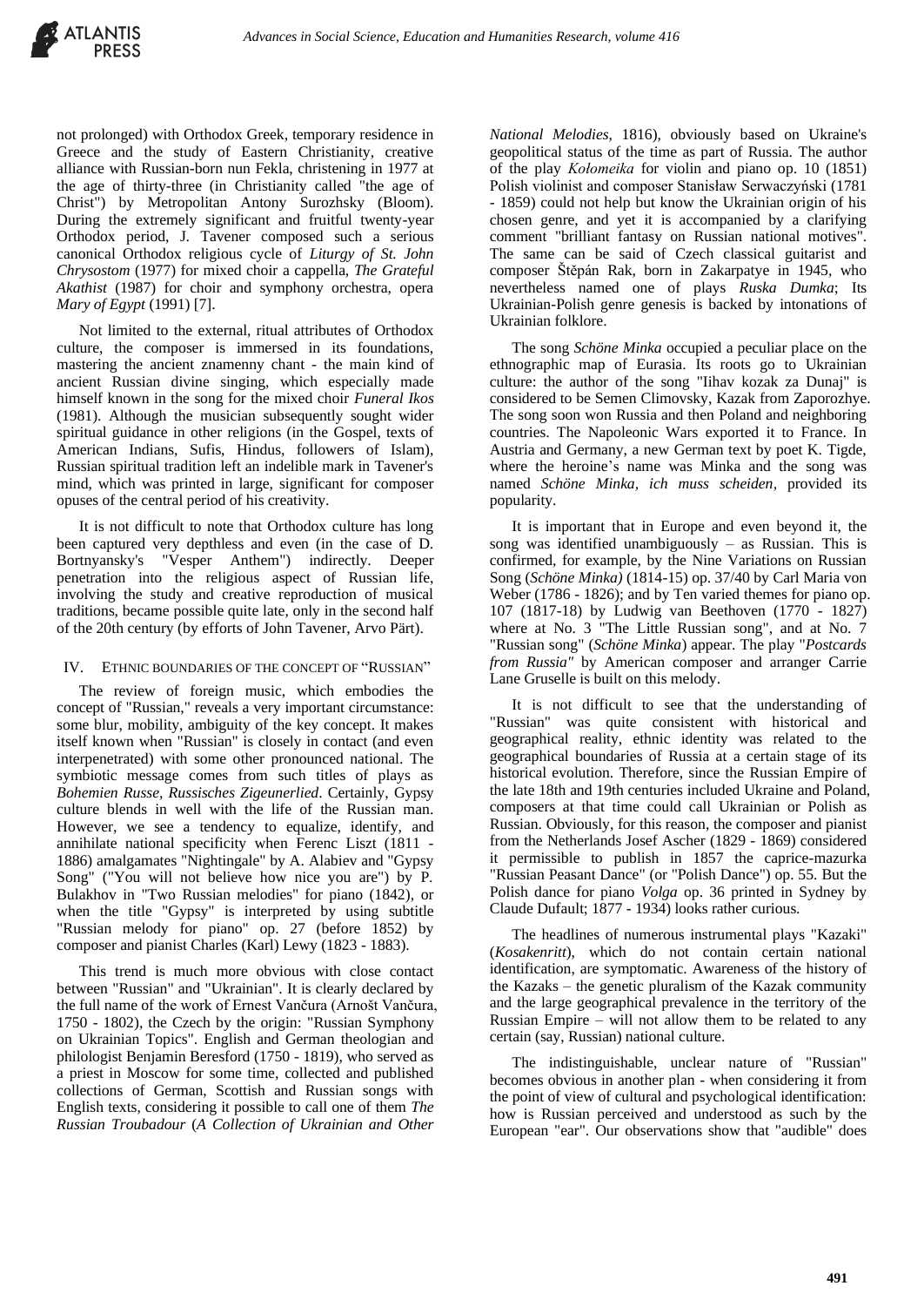not prolonged) with Orthodox Greek, temporary residence in Greece and the study of Eastern Christianity, creative alliance with Russian-born nun Fekla, christening in 1977 at the age of thirty-three (in Christianity called "the age of Christ") by Metropolitan Antony Surozhsky (Bloom). During the extremely significant and fruitful twenty-year Orthodox period, J. Tavener composed such a serious canonical Orthodox religious cycle of *Liturgy of St. John Chrysostom* (1977) for mixed choir a cappella, *The Grateful Akathist* (1987) for choir and symphony orchestra, opera *Mary of Egypt* (1991) [7].

Not limited to the external, ritual attributes of Orthodox culture, the composer is immersed in its foundations, mastering the ancient znamenny chant - the main kind of ancient Russian divine singing, which especially made himself known in the song for the mixed choir *Funeral Ikos* (1981). Although the musician subsequently sought wider spiritual guidance in other religions (in the Gospel, texts of American Indians, Sufis, Hindus, followers of Islam), Russian spiritual tradition left an indelible mark in Tavener's mind, which was printed in large, significant for composer opuses of the central period of his creativity.

It is not difficult to note that Orthodox culture has long been captured very depthless and even (in the case of D. Bortnyansky's "Vesper Anthem") indirectly. Deeper penetration into the religious aspect of Russian life, involving the study and creative reproduction of musical traditions, became possible quite late, only in the second half of the 20th century (by efforts of John Tavener, Arvo Pärt).

## IV. Ethnic boundaries of the concept of "Russian"

The review of foreign music, which embodies the concept of "Russian," reveals a very important circumstance: some blur, mobility, ambiguity of the key concept. It makes itself known when "Russian" is closely in contact (and even interpenetrated) with some other pronounced national. The symbiotic message comes from such titles of plays as *Bohemien Russe, Russisches Zigeunerlied*. Certainly, Gypsy culture blends in well with the life of the Russian man. However, we see a tendency to equalize, identify, and annihilate national specificity when Ferenc Liszt (1811 - 1886) amalgamates "Nightingale" by A. Alabiev and "Gypsy Song" ("You will not believe how nice you are") by P. Bulakhov in "Two Russian melodies" for piano (1842), or when the title "Gypsy" is interpreted by using subtitle "Russian melody for piano" op. 27 (before 1852) by composer and pianist Charles (Karl) Lewy (1823 - 1883).

This trend is much more obvious with close contact between "Russian" and "Ukrainian". It is clearly declared by the full name of the work of Ernest Vančura (Arnošt Vančura, 1750 - 1802), the Czech by the origin: "Russian Symphony on Ukrainian Topics". English and German theologian and philologist Benjamin Beresford (1750 - 1819), who served as a priest in Moscow for some time, collected and published collections of German, Scottish and Russian songs with English texts, considering it possible to call one of them *The Russian Troubadour* (*A Collection of Ukrainian and Other National Melodies*, 1816), obviously based on Ukraine's geopolitical status of the time as part of Russia. The author of the play *Kołomeika* for violin and piano op. 10 (1851) Polish violinist and composer Stanisław Serwaczyński (1781 - 1859) could not help but know the Ukrainian origin of his chosen genre, and yet it is accompanied by a clarifying comment "brilliant fantasy on Russian national motives". The same can be said of Czech classical guitarist and composer Štěpán Rak, born in Zakarpatye in 1945, who nevertheless named one of plays *Ruska Dumka*; Its Ukrainian-Polish genre genesis is backed by intonations of Ukrainian folklore.

The song *Schöne Minka* occupied a peculiar place on the ethnographic map of Eurasia. Its roots go to Ukrainian culture: the author of the song "Iihav kozak za Dunaj" is considered to be Semen Climovsky, Kazak from Zaporozhye. The song soon won Russia and then Poland and neighboring countries. The Napoleonic Wars exported it to France. In Austria and Germany, a new German text by poet K. Tigde, where the heroine's name was Minka and the song was named *Schöne Minka, ich muss scheiden*, provided its popularity.

It is important that in Europe and even beyond it, the song was identified unambiguously – as Russian. This is confirmed, for example, by the Nine Variations on Russian Song (*Schöne Minka)* (1814-15) op. 37/40 by Carl Maria von Weber (1786 - 1826); and by Ten varied themes for piano op. 107 (1817-18) by Ludwig van Beethoven (1770 - 1827) where at No. 3 "The Little Russian song", and at No. 7 "Russian song" (*Schöne Minka*) appear. The play "*Postcards from Russia"* by American composer and arranger Carrie Lane Gruselle is built on this melody.

It is not difficult to see that the understanding of "Russian" was quite consistent with historical and geographical reality, ethnic identity was related to the geographical boundaries of Russia at a certain stage of its historical evolution. Therefore, since the Russian Empire of the late 18th and 19th centuries included Ukraine and Poland, composers at that time could call Ukrainian or Polish as Russian. Obviously, for this reason, the composer and pianist from the Netherlands Josef Ascher (1829 - 1869) considered it permissible to publish in 1857 the caprice-mazurka "Russian Peasant Dance" (or "Polish Dance") op. 55. But the Polish dance for piano *Volga* op. 36 printed in Sydney by Claude Dufault; 1877 - 1934) looks rather curious.

The headlines of numerous instrumental plays "Kazaki" (*Kosakenritt*), which do not contain certain national identification, are symptomatic. Awareness of the history of the Kazaks – the genetic pluralism of the Kazak community and the large geographical prevalence in the territory of the Russian Empire – will not allow them to be related to any certain (say, Russian) national culture.

The indistinguishable, unclear nature of "Russian" becomes obvious in another plan - when considering it from the point of view of cultural and psychological identification: how is Russian perceived and understood as such by the European "ear". Our observations show that "audible" does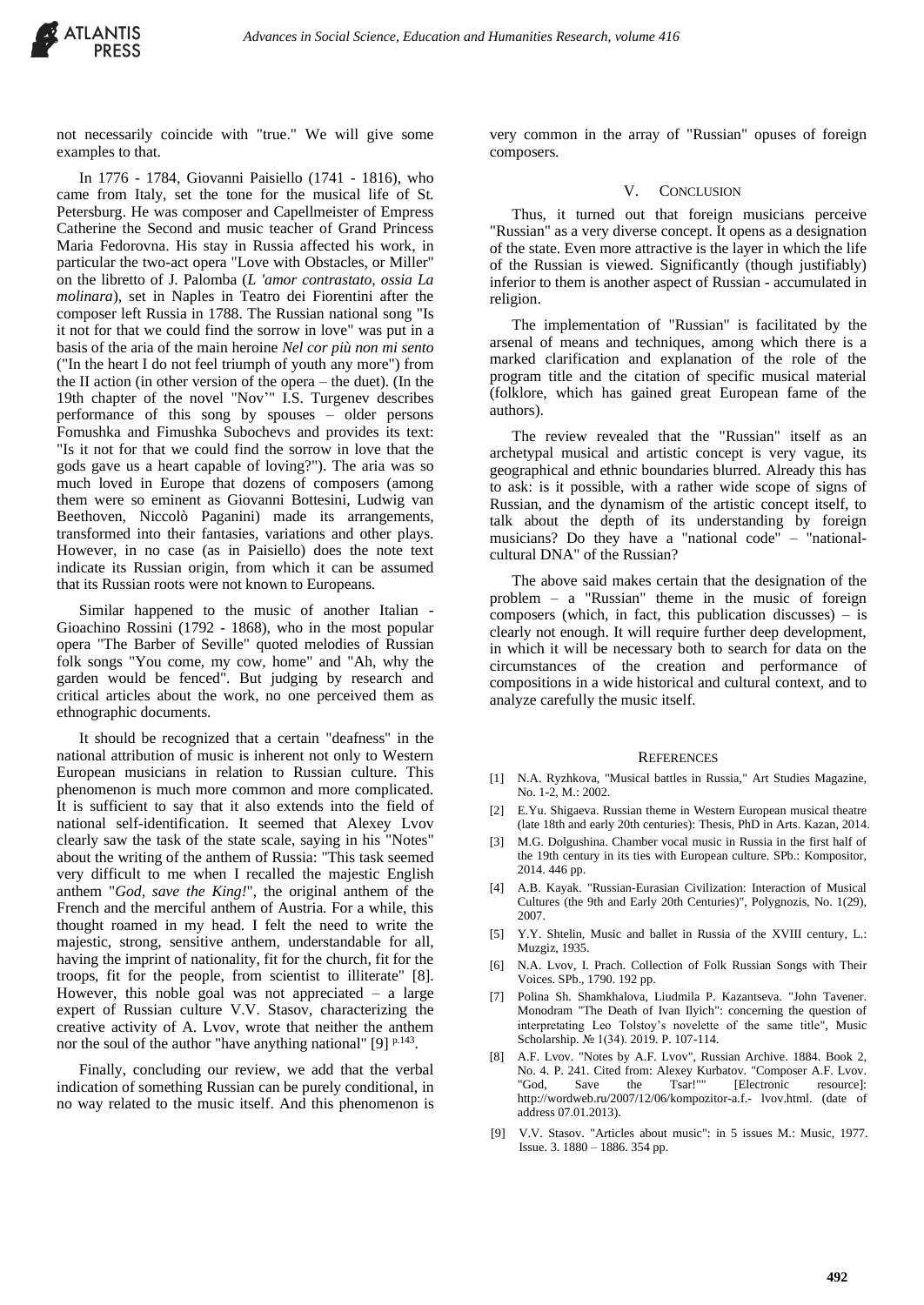not necessarily coincide with "true." We will give some examples to that.

In 1776 - 1784, Giovanni Paisiello (1741 - 1816), who came from Italy, set the tone for the musical life of St. Petersburg. He was composer and Capellmeister of Empress Catherine the Second and music teacher of Grand Princess Maria Fedorovna. His stay in Russia affected his work, in particular the two-act opera "Love with Obstacles, or Miller" on the libretto of J. Palomba (*L 'amor contrastato, ossia La molinara*), set in Naples in Teatro dei Fiorentini after the composer left Russia in 1788. The Russian national song "Is it not for that we could find the sorrow in love" was put in a basis of the aria of the main heroine *Nel cor più non mi sento* ("In the heart I do not feel triumph of youth any more") from the II action (in other version of the opera – the duet). (In the 19th chapter of the novel "Nov'" I.S. Turgenev describes performance of this song by spouses – older persons Fomushka and Fimushka Subochevs and provides its text: "Is it not for that we could find the sorrow in love that the gods gave us a heart capable of loving?"). The aria was so much loved in Europe that dozens of composers (among them were so eminent as Giovanni Bottesini, Ludwig van Beethoven, Niccolò Paganini) made its arrangements, transformed into their fantasies, variations and other plays. However, in no case (as in Paisiello) does the note text indicate its Russian origin, from which it can be assumed that its Russian roots were not known to Europeans.

Similar happened to the music of another Italian - Gioachino Rossini (1792 - 1868), who in the most popular opera "The Barber of Seville" quoted melodies of Russian folk songs "You come, my cow, home" and "Ah, why the garden would be fenced". But judging by research and critical articles about the work, no one perceived them as ethnographic documents.

It should be recognized that a certain "deafness" in the national attribution of music is inherent not only to Western European musicians in relation to Russian culture. This phenomenon is much more common and more complicated. It is sufficient to say that it also extends into the field of national self-identification. It seemed that Alexey Lvov clearly saw the task of the state scale, saying in his "Notes" about the writing of the anthem of Russia: "This task seemed very difficult to me when I recalled the majestic English anthem "*God, save the King!*", the original anthem of the French and the merciful anthem of Austria. For a while, this thought roamed in my head. I felt the need to write the majestic, strong, sensitive anthem, understandable for all, having the imprint of nationality, fit for the church, fit for the troops, fit for the people, from scientist to illiterate" [8]. However, this noble goal was not appreciated – a large expert of Russian culture V.V. Stasov, characterizing the creative activity of A. Lvov, wrote that neither the anthem nor the soul of the author "have anything national" [9] p.143.

Finally, concluding our review, we add that the verbal indication of something Russian can be purely conditional, in no way related to the music itself. And this phenomenon is very common in the array of "Russian" opuses of foreign composers.

## V. Conclusion

Thus, it turned out that foreign musicians perceive "Russian" as a very diverse concept. It opens as a designation of the state. Even more attractive is the layer in which the life of the Russian is viewed. Significantly (though justifiably) inferior to them is another aspect of Russian - accumulated in religion.

The implementation of "Russian" is facilitated by the arsenal of means and techniques, among which there is a marked clarification and explanation of the role of the program title and the citation of specific musical material (folklore, which has gained great European fame of the authors).

The review revealed that the "Russian" itself as an archetypal musical and artistic concept is very vague, its geographical and ethnic boundaries blurred. Already this has to ask: is it possible, with a rather wide scope of signs of Russian, and the dynamism of the artistic concept itself, to talk about the depth of its understanding by foreign musicians? Do they have a "national code" – "national-cultural DNA" of the Russian?

The above said makes certain that the designation of the problem – a "Russian" theme in the music of foreign composers (which, in fact, this publication discusses) – is clearly not enough. It will require further deep development, in which it will be necessary both to search for data on the circumstances of the creation and performance of compositions in a wide historical and cultural context, and to analyze carefully the music itself.

## References

[1] N.A. Ryzhkova, "Musical battles in Russia," Art Studies Magazine, No. 1-2, M.: 2002.

[2] E.Yu. Shigaeva. Russian theme in Western European musical theatre (late 18th and early 20th centuries): Thesis, PhD in Arts. Kazan, 2014.

[3] M.G. Dolgushina. Chamber vocal music in Russia in the first half of the 19th century in its ties with European culture. SPb.: Kompositor, 2014. 446 pp.

[4] A.B. Kayak. "Russian-Eurasian Civilization: Interaction of Musical Cultures (the 9th and Early 20th Centuries)", Polygnozis, No. 1(29), 2007.

[5] Y.Y. Shtelin, Music and ballet in Russia of the XVIII century, L.: Muzgiz, 1935.

[6] N.A. Lvov, I. Prach. Collection of Folk Russian Songs with Their Voices. SPb., 1790. 192 pp.

[7] Polina Sh. Shamkhalova, Liudmila P. Kazantseva. "John Tavener. Monodram "The Death of Ivan Ilyich": concerning the question of interpretating Leo Tolstoy's novelette of the same title", Music Scholarship. № 1(34). 2019. P. 107-114.

[8] A.F. Lvov. "Notes by A.F. Lvov", Russian Archive. 1884. Book 2, No. 4. P. 241. Cited from: Alexey Kurbatov. "Composer A.F. Lvov. "God, Save the Tsar!"" [Electronic resource]: http://wordweb.ru/2007/12/06/kompozitor-a.f.- lvov.html. (date of address 07.01.2013).

[9] V.V. Stasov. "Articles about music": in 5 issues M.: Music, 1977. Issue. 3. 1880 – 1886. 354 pp.